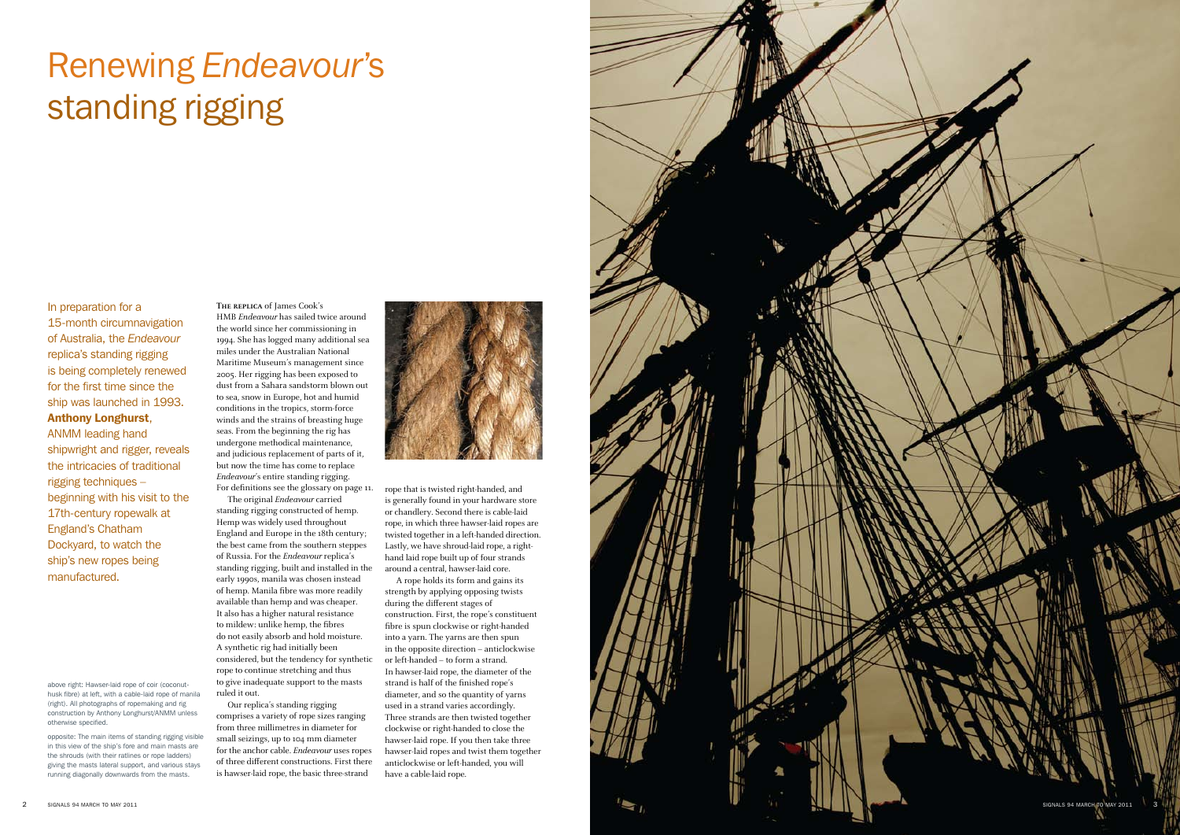# Renewing *Endeavour*'s standing rigging

In preparation for a 15-month circumnavigation of Australia, the *Endeavour* replica's standing rigging is being completely renewed for the first time since the ship was launched in 1993. **Anthony Longhurst**, ANMM leading hand shipwright and rigger, reveals the intricacies of traditional rigging techniques – beginning with his visit to the 17th-century ropewalk at England's Chatham Dockyard, to watch the ship's new ropes being manufactured.

above right: Hawser-laid rope of coir (coconut-husk fibre) at left, with a cable-laid rope of manila (right). All photographs of ropemaking and rig construction by Anthony Longhurst/ANMM unless otherwise specified.

opposite: The main items of standing rigging visible in this view of the ship's fore and main masts are the shrouds (with their ratlines or rope ladders) giving the masts lateral support, and various stays running diagonally downwards from the masts.

**The replica** of James Cook's HMB *Endeavour* has sailed twice around the world since her commissioning in 1994. She has logged many additional sea miles under the Australian National Maritime Museum's management since 2005. Her rigging has been exposed to dust from a Sahara sandstorm blown out to sea, snow in Europe, hot and humid conditions in the tropics, storm-force winds and the strains of breasting huge seas. From the beginning the rig has undergone methodical maintenance, and judicious replacement of parts of it, but now the time has come to replace *Endeavour*'s entire standing rigging. For definitions see the glossary on page 11.

The original *Endeavour* carried standing rigging constructed of hemp. Hemp was widely used throughout England and Europe in the 18th century; the best came from the southern steppes of Russia. For the *Endeavour* replica's standing rigging, built and installed in the early 1990s, manila was chosen instead of hemp. Manila fibre was more readily available than hemp and was cheaper. It also has a higher natural resistance to mildew: unlike hemp, the fibres do not easily absorb and hold moisture. A synthetic rig had initially been considered, but the tendency for synthetic rope to continue stretching and thus to give inadequate support to the masts ruled it out.

Our replica's standing rigging comprises a variety of rope sizes ranging from three millimetres in diameter for small seizings, up to 104 mm diameter for the anchor cable. *Endeavour* uses ropes of three different constructions. First there is hawser-laid rope, the basic three-strand rope that is twisted right-handed, and is generally found in your hardware store or chandlery. Second there is cable-laid rope, in which three hawser-laid ropes are twisted together in a left-handed direction. Lastly, we have shroud-laid rope, a right-hand laid rope built up of four strands around a central, hawser-laid core.

A rope holds its form and gains its strength by applying opposing twists during the different stages of construction. First, the rope's constituent fibre is spun clockwise or right-handed into a yarn. The yarns are then spun in the opposite direction – anticlockwise or left-handed – to form a strand. In hawser-laid rope, the diameter of the strand is half of the finished rope's diameter, and so the quantity of yarns used in a strand varies accordingly. Three strands are then twisted together clockwise or right-handed to close the hawser-laid rope. If you then take three hawser-laid ropes and twist them together anticlockwise or left-handed, you will have a cable-laid rope.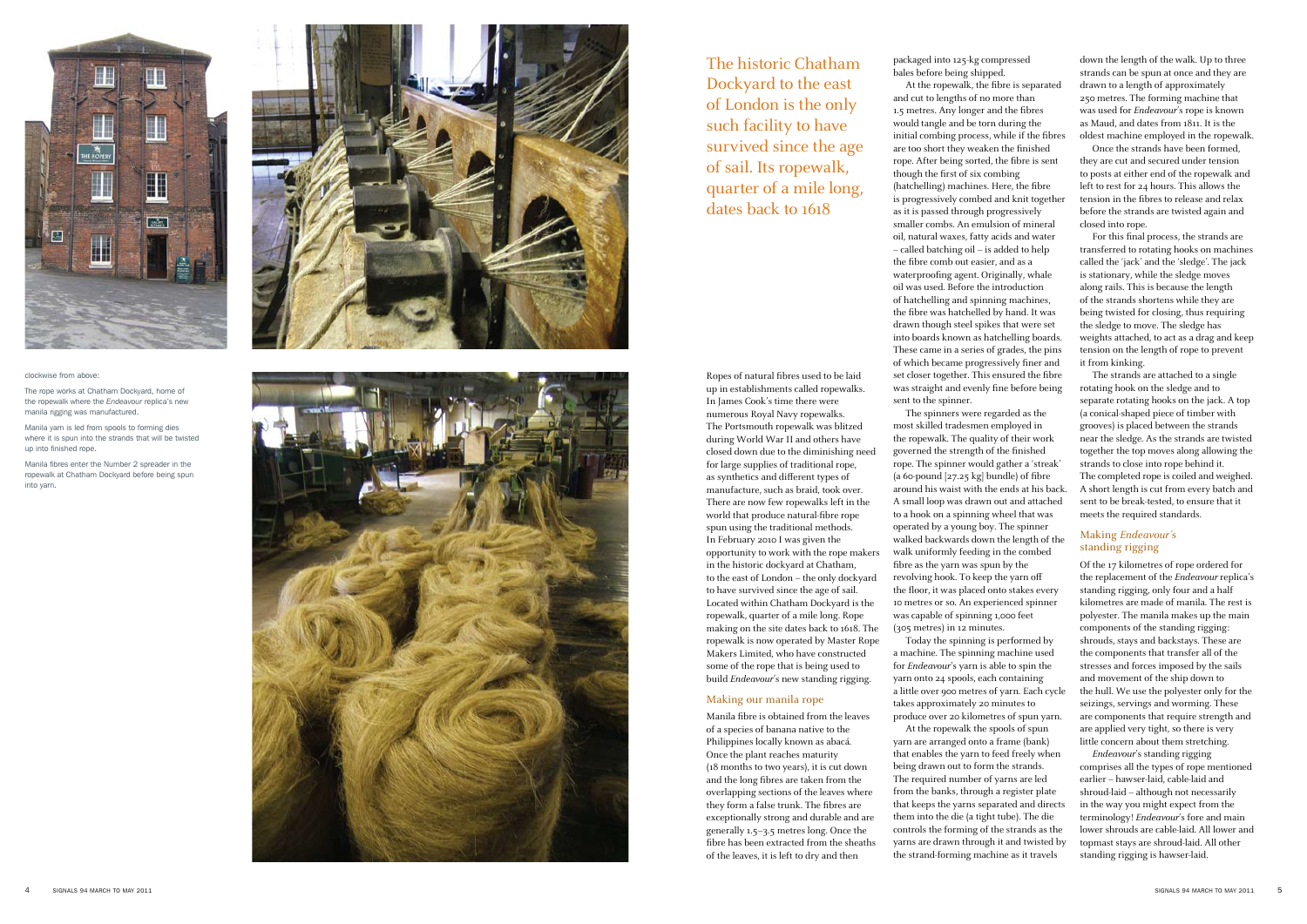clockwise from above:

The rope works at Chatham Dockyard, home of the ropewalk where the *Endeavour* replica's new manila rigging was manufactured.

Manila yarn is led from spools to forming dies where it is spun into the strands that will be twisted up into finished rope.

Manila fibres enter the Number 2 spreader in the ropewalk at Chatham Dockyard before being spun into yarn.

The historic Chatham Dockyard to the east of London is the only such facility to have survived since the age of sail. Its ropewalk, quarter of a mile long, dates back to 1618

Ropes of natural fibres used to be laid up in establishments called ropewalks. In James Cook's time there were numerous Royal Navy ropewalks. The Portsmouth ropewalk was blitzed during World War II and others have closed down due to the diminishing need for large supplies of traditional rope, as synthetics and different types of manufacture, such as braid, took over. There are now few ropewalks left in the world that produce natural-fibre rope spun using the traditional methods. In February 2010 I was given the opportunity to work with the rope makers in the historic dockyard at Chatham, to the east of London – the only dockyard to have survived since the age of sail. Located within Chatham Dockyard is the ropewalk, quarter of a mile long. Rope making on the site dates back to 1618. The ropewalk is now operated by Master Rope Makers Limited, who have constructed some of the rope that is being used to build *Endeavour*'s new standing rigging.

## Making our manila rope

Manila fibre is obtained from the leaves of a species of banana native to the Philippines locally known as abacá. Once the plant reaches maturity (18 months to two years), it is cut down and the long fibres are taken from the overlapping sections of the leaves where they form a false trunk. The fibres are exceptionally strong and durable and are generally 1.5–3.5 metres long. Once the fibre has been extracted from the sheaths of the leaves, it is left to dry and then packaged into 125-kg compressed bales before being shipped.

At the ropewalk, the fibre is separated and cut to lengths of no more than 1.5 metres. Any longer and the fibres would tangle and be torn during the initial combing process, while if the fibres are too short they weaken the finished rope. After being sorted, the fibre is sent though the first of six combing (hatchelling) machines. Here, the fibre is progressively combed and knit together as it is passed through progressively smaller combs. An emulsion of mineral oil, natural waxes, fatty acids and water – called batching oil – is added to help the fibre comb out easier, and as a waterproofing agent. Originally, whale oil was used. Before the introduction of hatchelling and spinning machines, the fibre was hatchelled by hand. It was drawn though steel spikes that were set into boards known as hatchelling boards. These came in a series of grades, the pins of which became progressively finer and set closer together. This ensured the fibre was straight and evenly fine before being sent to the spinner.

The spinners were regarded as the most skilled tradesmen employed in the ropewalk. The quality of their work governed the strength of the finished rope. The spinner would gather a 'streak' (a 60-pound [27.25 kg] bundle) of fibre around his waist with the ends at his back. A small loop was drawn out and attached to a hook on a spinning wheel that was operated by a young boy. The spinner walked backwards down the length of the walk uniformly feeding in the combed fibre as the yarn was spun by the revolving hook. To keep the yarn off the floor, it was placed onto stakes every 10 metres or so. An experienced spinner was capable of spinning 1,000 feet (305 metres) in 12 minutes.

Today the spinning is performed by a machine. The spinning machine used for *Endeavour*'s yarn is able to spin the yarn onto 24 spools, each containing a little over 900 metres of yarn. Each cycle takes approximately 20 minutes to produce over 20 kilometres of spun yarn.

At the ropewalk the spools of spun yarn are arranged onto a frame (bank) that enables the yarn to feed freely when being drawn out to form the strands. The required number of yarns are led from the banks, through a register plate that keeps the yarns separated and directs them into the die (a tight tube). The die controls the forming of the strands as the yarns are drawn through it and twisted by the strand-forming machine as it travels down the length of the walk. Up to three strands can be spun at once and they are drawn to a length of approximately 250 metres. The forming machine that was used for *Endeavour*'s rope is known as Maud, and dates from 1811. It is the oldest machine employed in the ropewalk.

Once the strands have been formed, they are cut and secured under tension to posts at either end of the ropewalk and left to rest for 24 hours. This allows the tension in the fibres to release and relax before the strands are twisted again and closed into rope.

For this final process, the strands are transferred to rotating hooks on machines called the 'jack' and the 'sledge'. The jack is stationary, while the sledge moves along rails. This is because the length of the strands shortens while they are being twisted for closing, thus requiring the sledge to move. The sledge has weights attached, to act as a drag and keep tension on the length of rope to prevent it from kinking.

The strands are attached to a single rotating hook on the sledge and to separate rotating hooks on the jack. A top (a conical-shaped piece of timber with grooves) is placed between the strands near the sledge. As the strands are twisted together the top moves along allowing the strands to close into rope behind it. The completed rope is coiled and weighed. A short length is cut from every batch and sent to be break-tested, to ensure that it meets the required standards.

## Making *Endeavour's* standing rigging

Of the 17 kilometres of rope ordered for the replacement of the *Endeavour* replica's standing rigging, only four and a half kilometres are made of manila. The rest is polyester. The manila makes up the main components of the standing rigging: shrouds, stays and backstays. These are the components that transfer all of the stresses and forces imposed by the sails and movement of the ship down to the hull. We use the polyester only for the seizings, servings and worming. These are components that require strength and are applied very tight, so there is very little concern about them stretching.

*Endeavour*'s standing rigging comprises all the types of rope mentioned earlier – hawser-laid, cable-laid and shroud-laid – although not necessarily in the way you might expect from the terminology! *Endeavour*'s fore and main lower shrouds are cable-laid. All lower and topmast stays are shroud-laid. All other standing rigging is hawser-laid.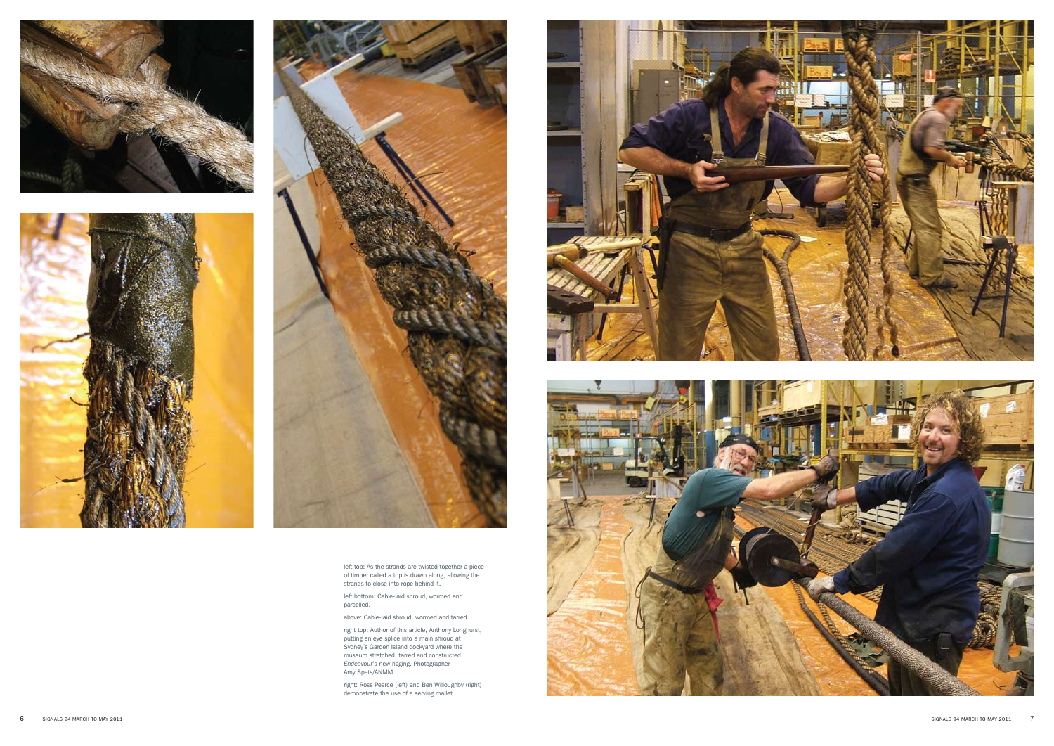left top: As the strands are twisted together a piece of timber called a top is drawn along, allowing the strands to close into rope behind it.

left bottom: Cable-laid shroud, wormed and parcelled.

above: Cable-laid shroud, wormed and tarred.

right top: Author of this article, Anthony Longhurst, putting an eye splice into a main shroud at Sydney's Garden Island dockyard where the museum stretched, tarred and constructed *Endeavour*'s new rigging. Photographer Amy Spets/ANMM

right: Ross Pearce (left) and Ben Willoughby (right) demonstrate the use of a serving mallet.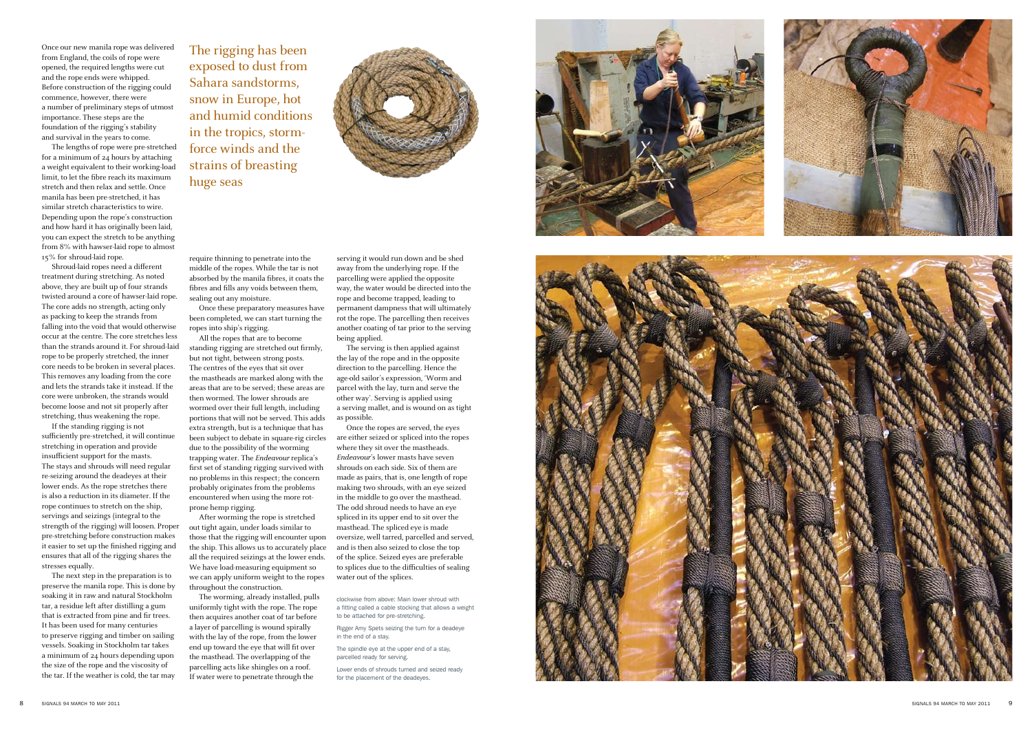Once our new manila rope was delivered from England, the coils of rope were opened, the required lengths were cut and the rope ends were whipped. Before construction of the rigging could commence, however, there were a number of preliminary steps of utmost importance. These steps are the foundation of the rigging's stability and survival in the years to come.

The lengths of rope were pre-stretched for a minimum of 24 hours by attaching a weight equivalent to their working-load limit, to let the fibre reach its maximum stretch and then relax and settle. Once manila has been pre-stretched, it has similar stretch characteristics to wire. Depending upon the rope's construction and how hard it has originally been laid, you can expect the stretch to be anything from 8% with hawser-laid rope to almost 15% for shroud-laid rope.

Shroud-laid ropes need a different treatment during stretching. As noted above, they are built up of four strands twisted around a core of hawser-laid rope. The core adds no strength, acting only as packing to keep the strands from falling into the void that would otherwise occur at the centre. The core stretches less than the strands around it. For shroud-laid rope to be properly stretched, the inner core needs to be broken in several places. This removes any loading from the core and lets the strands take it instead. If the core were unbroken, the strands would become loose and not sit properly after stretching, thus weakening the rope.

If the standing rigging is not sufficiently pre-stretched, it will continue stretching in operation and provide insufficient support for the masts. The stays and shrouds will need regular re-seizing around the deadeyes at their lower ends. As the rope stretches there is also a reduction in its diameter. If the rope continues to stretch on the ship, servings and seizings (integral to the strength of the rigging) will loosen. Proper pre-stretching before construction makes it easier to set up the finished rigging and ensures that all of the rigging shares the stresses equally.

The next step in the preparation is to preserve the manila rope. This is done by soaking it in raw and natural Stockholm tar, a residue left after distilling a gum that is extracted from pine and fir trees. It has been used for many centuries to preserve rigging and timber on sailing vessels. Soaking in Stockholm tar takes a minimum of 24 hours depending upon the size of the rope and the viscosity of the tar. If the weather is cold, the tar may require thinning to penetrate into the middle of the ropes. While the tar is not absorbed by the manila fibres, it coats the fibres and fills any voids between them, sealing out any moisture.

> The rigging has been exposed to dust from Sahara sandstorms, snow in Europe, hot and humid conditions in the tropics, storm-force winds and the strains of breasting huge seas

Once these preparatory measures have been completed, we can start turning the ropes into ship's rigging.

All the ropes that are to become standing rigging are stretched out firmly, but not tight, between strong posts. The centres of the eyes that sit over the mastheads are marked along with the areas that are to be served; these areas are then wormed. The lower shrouds are wormed over their full length, including portions that will not be served. This adds extra strength, but is a technique that has been subject to debate in square-rig circles due to the possibility of the worming trapping water. The *Endeavour* replica's first set of standing rigging survived with no problems in this respect; the concern probably originates from the problems encountered when using the more rot-prone hemp rigging.

After worming the rope is stretched out tight again, under loads similar to those that the rigging will encounter upon the ship. This allows us to accurately place all the required seizings at the lower ends. We have load-measuring equipment so we can apply uniform weight to the ropes throughout the construction.

The worming, already installed, pulls uniformly tight with the rope. The rope then acquires another coat of tar before a layer of parcelling is wound spirally with the lay of the rope, from the lower end up toward the eye that will fit over the masthead. The overlapping of the parcelling acts like shingles on a roof. If water were to penetrate through the serving it would run down and be shed away from the underlying rope. If the parcelling were applied the opposite way, the water would be directed into the rope and become trapped, leading to permanent dampness that will ultimately rot the rope. The parcelling then receives another coating of tar prior to the serving being applied.

The serving is then applied against the lay of the rope and in the opposite direction to the parcelling. Hence the age-old sailor's expression, 'Worm and parcel with the lay, turn and serve the other way'. Serving is applied using a serving mallet, and is wound on as tight as possible.

Once the ropes are served, the eyes are either seized or spliced into the ropes where they sit over the mastheads. *Endeavour*'s lower masts have seven shrouds on each side. Six of them are made as pairs, that is, one length of rope making two shrouds, with an eye seized in the middle to go over the masthead. The odd shroud needs to have an eye spliced in its upper end to sit over the masthead. The spliced eye is made oversize, well tarred, parcelled and served, and is then also seized to close the top of the splice. Seized eyes are preferable to splices due to the difficulties of sealing water out of the splices.

clockwise from above: Main lower shroud with a fitting called a cable stocking that allows a weight to be attached for pre-stretching.

Rigger Amy Spets seizing the turn for a deadeye in the end of a stay.

The spindle eye at the upper end of a stay, parcelled ready for serving.

Lower ends of shrouds turned and seized ready for the placement of the deadeyes.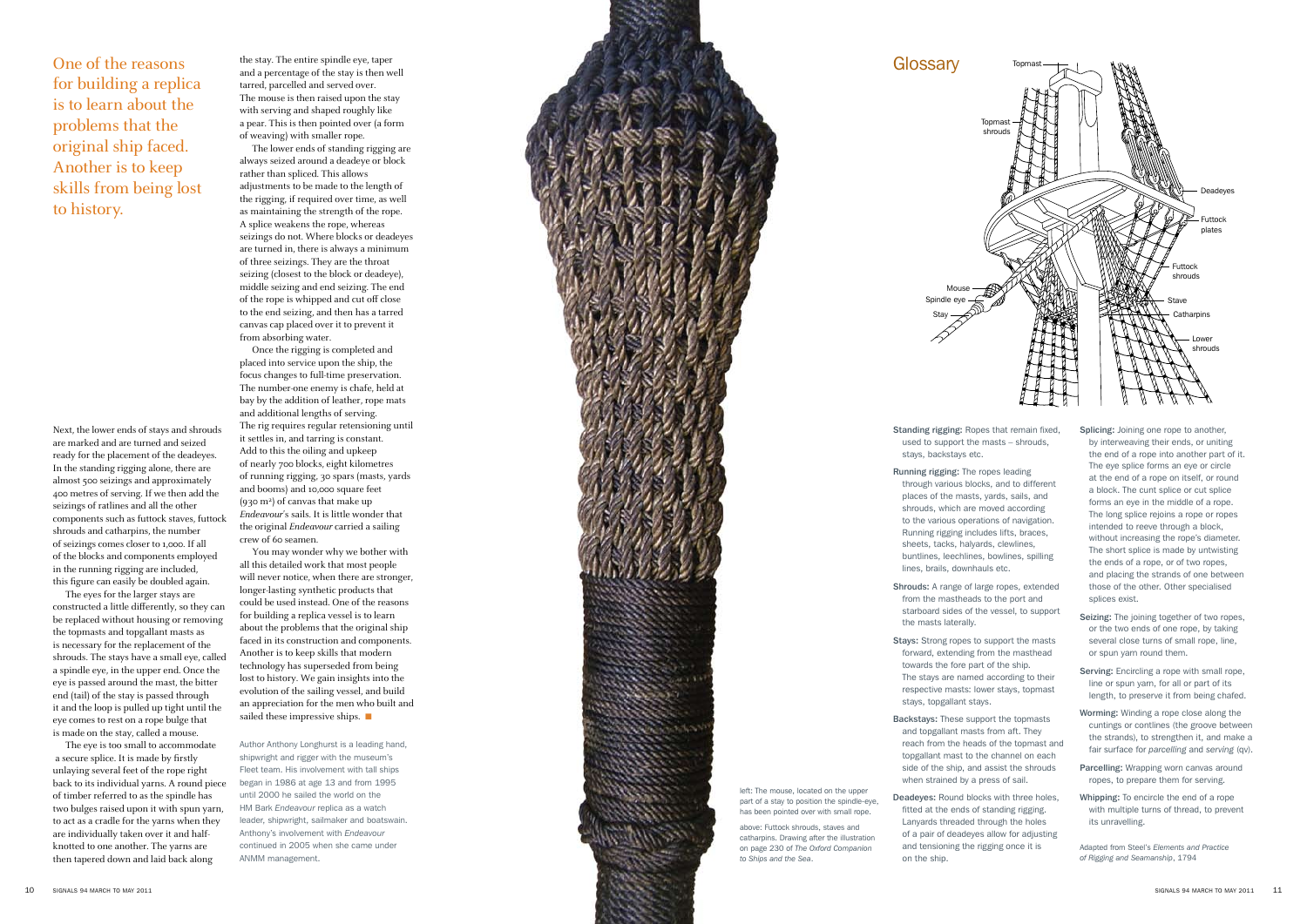One of the reasons for building a replica is to learn about the problems that the original ship faced. Another is to keep skills from being lost to history.

Next, the lower ends of stays and shrouds are marked and are turned and seized ready for the placement of the deadeyes. In the standing rigging alone, there are almost 500 seizings and approximately 400 metres of serving. If we then add the seizings of ratlines and all the other components such as futtock staves, futtock shrouds and catharpins, the number of seizings comes closer to 1,000. If all of the blocks and components employed in the running rigging are included, this figure can easily be doubled again.

The eyes for the larger stays are constructed a little differently, so they can be replaced without housing or removing the topmasts and topgallant masts as is necessary for the replacement of the shrouds. The stays have a small eye, called a spindle eye, in the upper end. Once the eye is passed around the mast, the bitter end (tail) of the stay is passed through it and the loop is pulled up tight until the eye comes to rest on a rope bulge that is made on the stay, called a mouse.

The eye is too small to accommodate a secure splice. It is made by firstly unlaying several feet of the rope right back to its individual yarns. A round piece of timber referred to as the spindle has two bulges raised upon it with spun yarn, to act as a cradle for the yarns when they are individually taken over it and half-knotted to one another. The yarns are then tapered down and laid back along the stay. The entire spindle eye, taper and a percentage of the stay is then well tarred, parcelled and served over. The mouse is then raised upon the stay with serving and shaped roughly like a pear. This is then pointed over (a form of weaving) with smaller rope.

The lower ends of standing rigging are always seized around a deadeye or block rather than spliced. This allows adjustments to be made to the length of the rigging, if required over time, as well as maintaining the strength of the rope. A splice weakens the rope, whereas seizings do not. Where blocks or deadeyes are turned in, there is always a minimum of three seizings. They are the throat seizing (closest to the block or deadeye), middle seizing and end seizing. The end of the rope is whipped and cut off close to the end seizing, and then has a tarred canvas cap placed over it to prevent it from absorbing water.

Once the rigging is completed and placed into service upon the ship, the focus changes to full-time preservation. The number-one enemy is chafe, held at bay by the addition of leather, rope mats and additional lengths of serving. The rig requires regular retensioning until it settles in, and tarring is constant. Add to this the oiling and upkeep of nearly 700 blocks, eight kilometres of running rigging, 30 spars (masts, yards and booms) and 10,000 square feet (930 m²) of canvas that make up *Endeavour*'s sails. It is little wonder that the original *Endeavour* carried a sailing crew of 60 seamen.

You may wonder why we bother with all this detailed work that most people will never notice, when there are stronger, longer-lasting synthetic products that could be used instead. One of the reasons for building a replica vessel is to learn about the problems that the original ship faced in its construction and components. Another is to keep skills that modern technology has superseded from being lost to history. We gain insights into the evolution of the sailing vessel, and build an appreciation for the men who built and sailed these impressive ships. ■

Author Anthony Longhurst is a leading hand, shipwright and rigger with the museum's Fleet team. His involvement with tall ships began in 1986 at age 13 and from 1995 until 2000 he sailed the world on the HM Bark *Endeavour* replica as a watch leader, shipwright, sailmaker and boatswain. Anthony's involvement with *Endeavour* continued in 2005 when she came under ANMM management.

left: The mouse, located on the upper part of a stay to position the spindle-eye, has been pointed over with small rope.

above: Futtock shrouds, staves and catharpins. Drawing after the illustration on page 230 of *The Oxford Companion to Ships and the Sea*.

Topmast
Topmast shrouds
Deadeyes
Futtock plates
Futtock shrouds
Mouse
Spindle eye
Stave
Stay
Catharpins
Lower shrouds

## Glossary

**Standing rigging:** Ropes that remain fixed, used to support the masts – shrouds, stays, backstays etc.

**Running rigging:** The ropes leading through various blocks, and to different places of the masts, yards, sails, and shrouds, which are moved according to the various operations of navigation. Running rigging includes lifts, braces, sheets, tacks, halyards, clewlines, buntlines, leechlines, bowlines, spilling lines, brails, downhauls etc.

**Shrouds:** A range of large ropes, extended from the mastheads to the port and starboard sides of the vessel, to support the masts laterally.

**Stays:** Strong ropes to support the masts forward, extending from the masthead towards the fore part of the ship. The stays are named according to their respective masts: lower stays, topmast stays, topgallant stays.

**Backstays:** These support the topmasts and topgallant masts from aft. They reach from the heads of the topmast and topgallant mast to the channel on each side of the ship, and assist the shrouds when strained by a press of sail.

**Deadeyes:** Round blocks with three holes, fitted at the ends of standing rigging. Lanyards threaded through the holes of a pair of deadeyes allow for adjusting and tensioning the rigging once it is on the ship.

**Splicing:** Joining one rope to another, by interweaving their ends, or uniting the end of a rope into another part of it. The eye splice forms an eye or circle at the end of a rope on itself, or round a block. The cunt splice or cut splice forms an eye in the middle of a rope. The long splice rejoins a rope or ropes intended to reeve through a block, without increasing the rope's diameter. The short splice is made by untwisting the ends of a rope, or of two ropes, and placing the strands of one between those of the other. Other specialised splices exist.

**Seizing:** The joining together of two ropes, or the two ends of one rope, by taking several close turns of small rope, line, or spun yarn round them.

**Serving:** Encircling a rope with small rope, line or spun yarn, for all or part of its length, to preserve it from being chafed.

**Worming:** Winding a rope close along the cuntings or contlines (the groove between the strands), to strengthen it, and make a fair surface for *parcelling* and *serving* (qv).

**Parcelling:** Wrapping worn canvas around ropes, to prepare them for serving.

**Whipping:** To encircle the end of a rope with multiple turns of thread, to prevent its unravelling.

Adapted from Steel's *Elements and Practice of Rigging and Seamanship*, 1794